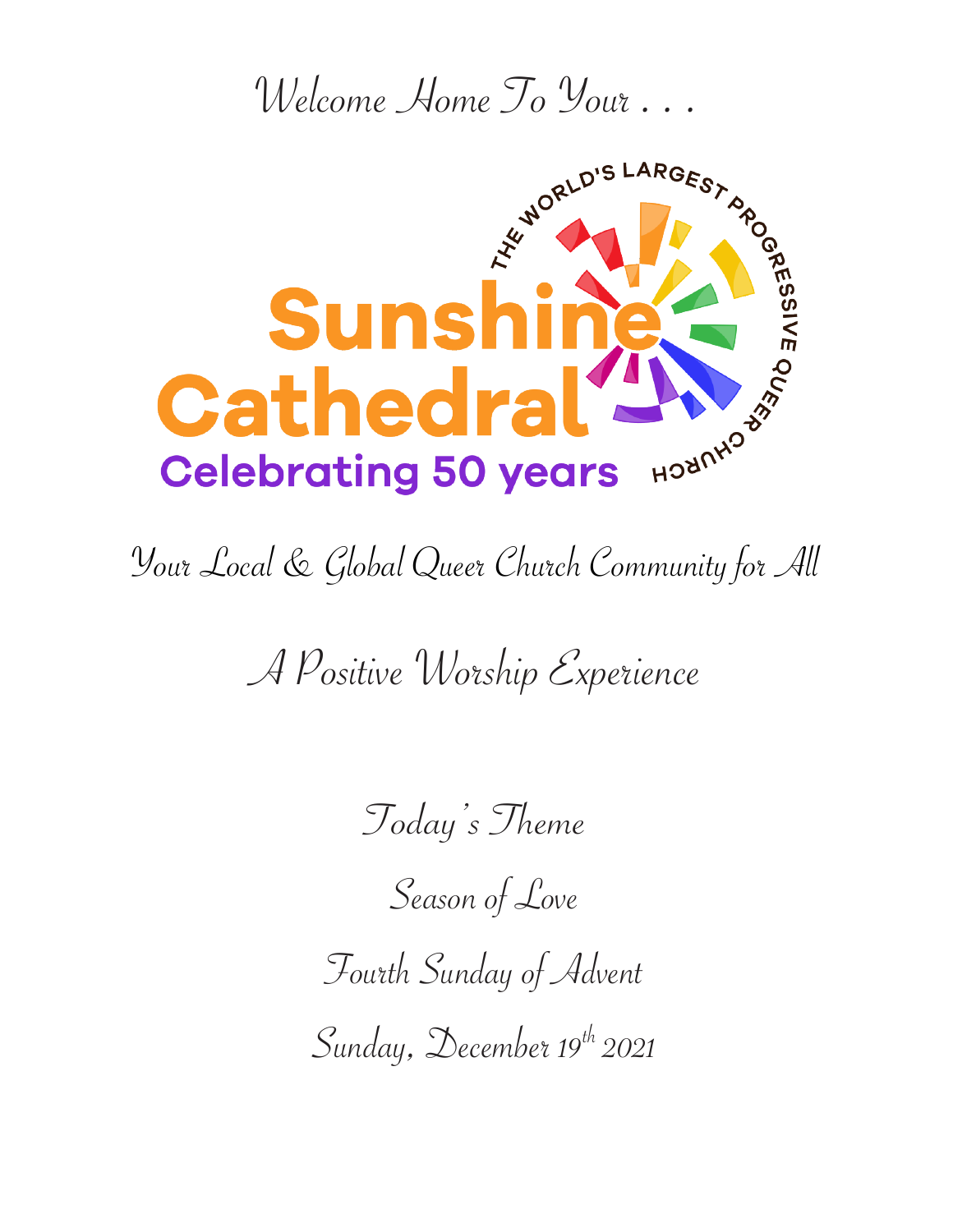Welcome Home To Your . . .

THE WORLD'S LARGEST PROGRESSIVE QUEER CHURCH

# Sunshine Cathedral

Celebrating 50 years

Your Local & Global Queer Church Community for All

## A Positive Worship Experience

Today's Theme

Season of Love

Fourth Sunday of Advent

Sunday, December 19th 2021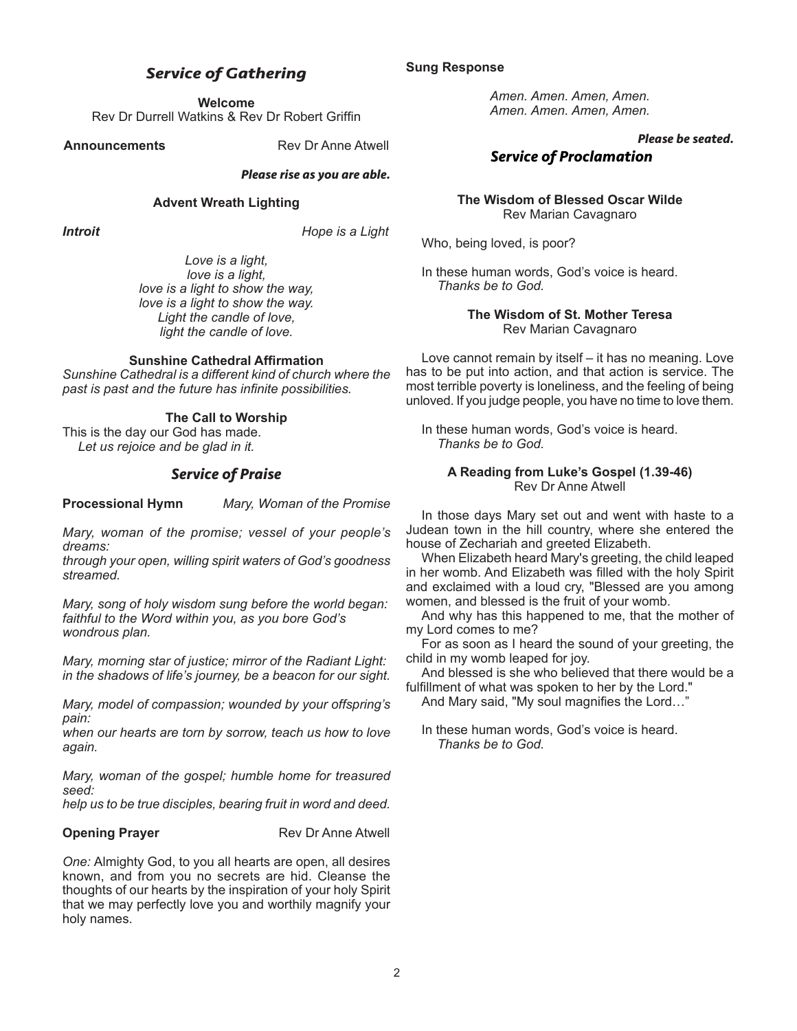## *Service of Gathering*

**Welcome**
Rev Dr Durrell Watkins & Rev Dr Robert Griffin

**Announcements** Rev Dr Anne Atwell

***Please rise as you are able.***

**Advent Wreath Lighting**

***Introit*** *Hope is a Light*

*Love is a light,*
*love is a light,*
*love is a light to show the way,*
*love is a light to show the way.*
*Light the candle of love,*
*light the candle of love.*

**Sunshine Cathedral Affirmation**
*Sunshine Cathedral is a different kind of church where the past is past and the future has infinite possibilities.*

**The Call to Worship**
This is the day our God has made.
*Let us rejoice and be glad in it.*

## *Service of Praise*

**Processional Hymn** *Mary, Woman of the Promise*

*Mary, woman of the promise; vessel of your people's dreams:*
*through your open, willing spirit waters of God's goodness streamed.*

*Mary, song of holy wisdom sung before the world began:*
*faithful to the Word within you, as you bore God's wondrous plan.*

*Mary, morning star of justice; mirror of the Radiant Light:*
*in the shadows of life's journey, be a beacon for our sight.*

*Mary, model of compassion; wounded by your offspring's pain:*
*when our hearts are torn by sorrow, teach us how to love again.*

*Mary, woman of the gospel; humble home for treasured seed:*
*help us to be true disciples, bearing fruit in word and deed.*

**Opening Prayer** Rev Dr Anne Atwell

*One:* Almighty God, to you all hearts are open, all desires known, and from you no secrets are hid. Cleanse the thoughts of our hearts by the inspiration of your holy Spirit that we may perfectly love you and worthily magnify your holy names.

**Sung Response**

*Amen. Amen. Amen, Amen.*
*Amen. Amen. Amen, Amen.*

***Please be seated.***

## *Service of Proclamation*

**The Wisdom of Blessed Oscar Wilde**
Rev Marian Cavagnaro

Who, being loved, is poor?

In these human words, God's voice is heard.
*Thanks be to God.*

**The Wisdom of St. Mother Teresa**
Rev Marian Cavagnaro

Love cannot remain by itself – it has no meaning. Love has to be put into action, and that action is service. The most terrible poverty is loneliness, and the feeling of being unloved. If you judge people, you have no time to love them.

In these human words, God's voice is heard.
*Thanks be to God.*

**A Reading from Luke's Gospel (1.39-46)**
Rev Dr Anne Atwell

In those days Mary set out and went with haste to a Judean town in the hill country, where she entered the house of Zechariah and greeted Elizabeth.

When Elizabeth heard Mary's greeting, the child leaped in her womb. And Elizabeth was filled with the holy Spirit and exclaimed with a loud cry, "Blessed are you among women, and blessed is the fruit of your womb.

And why has this happened to me, that the mother of my Lord comes to me?

For as soon as I heard the sound of your greeting, the child in my womb leaped for joy.

And blessed is she who believed that there would be a fulfillment of what was spoken to her by the Lord."

And Mary said, "My soul magnifies the Lord…"

In these human words, God's voice is heard.
*Thanks be to God.*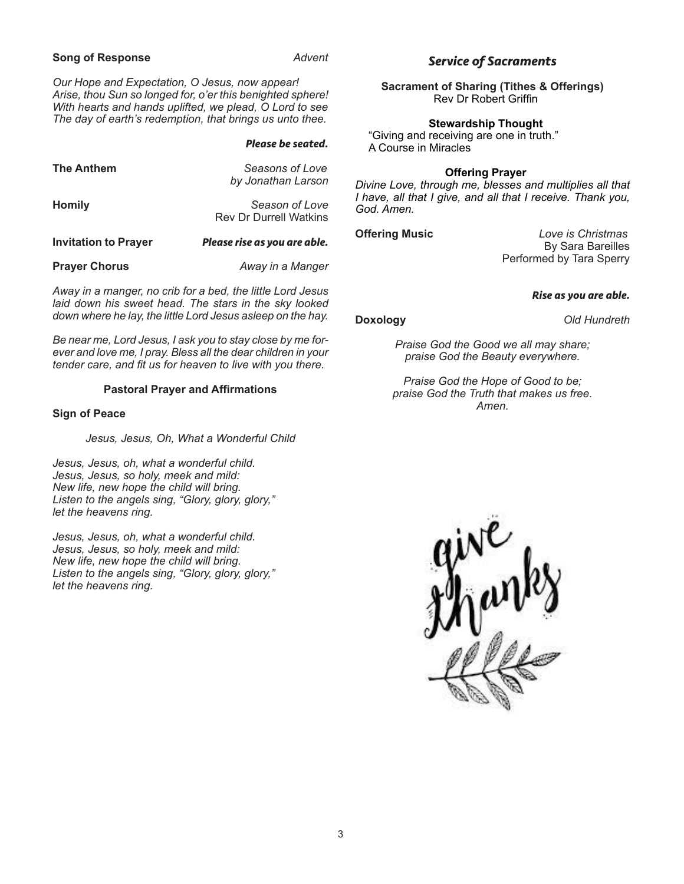**Song of Response** *Advent*

*Our Hope and Expectation, O Jesus, now appear!*
*Arise, thou Sun so longed for, o'er this benighted sphere!*
*With hearts and hands uplifted, we plead, O Lord to see*
*The day of earth's redemption, that brings us unto thee.*

***Please be seated.***

**The Anthem** *Seasons of Love*
*by Jonathan Larson*

**Homily** *Season of Love*
Rev Dr Durrell Watkins

**Invitation to Prayer** ***Please rise as you are able.***

**Prayer Chorus** *Away in a Manger*

*Away in a manger, no crib for a bed, the little Lord Jesus laid down his sweet head. The stars in the sky looked down where he lay, the little Lord Jesus asleep on the hay.*

*Be near me, Lord Jesus, I ask you to stay close by me forever and love me, I pray. Bless all the dear children in your tender care, and fit us for heaven to live with you there.*

**Pastoral Prayer and Affirmations**

**Sign of Peace**

*Jesus, Jesus, Oh, What a Wonderful Child*

*Jesus, Jesus, oh, what a wonderful child.*
*Jesus, Jesus, so holy, meek and mild:*
*New life, new hope the child will bring.*
*Listen to the angels sing, "Glory, glory, glory," let the heavens ring.*

*Jesus, Jesus, oh, what a wonderful child.*
*Jesus, Jesus, so holy, meek and mild:*
*New life, new hope the child will bring.*
*Listen to the angels sing, "Glory, glory, glory," let the heavens ring.*

## *Service of Sacraments*

**Sacrament of Sharing (Tithes & Offerings)**
Rev Dr Robert Griffin

**Stewardship Thought**
"Giving and receiving are one in truth."
A Course in Miracles

**Offering Prayer**
*Divine Love, through me, blesses and multiplies all that I have, all that I give, and all that I receive. Thank you, God. Amen.*

**Offering Music** *Love is Christmas*
By Sara Bareilles
Performed by Tara Sperry

***Rise as you are able.***

**Doxology** *Old Hundreth*

*Praise God the Good we all may share;*
*praise God the Beauty everywhere.*

*Praise God the Hope of Good to be;*
*praise God the Truth that makes us free.*
*Amen.*

give thanks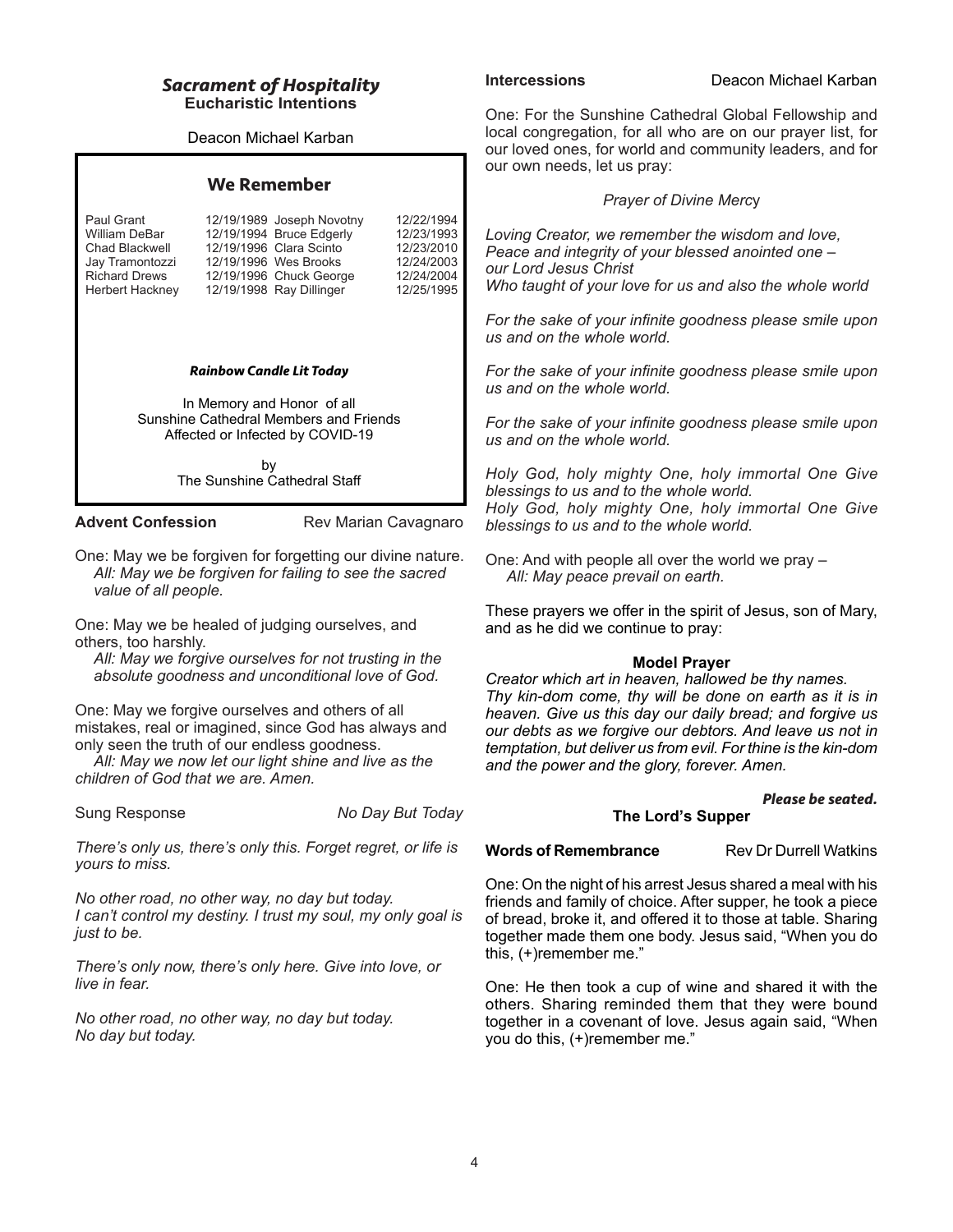## *Sacrament of Hospitality*

**Eucharistic Intentions**

Deacon Michael Karban

### We Remember

| | | | |
|---|---|---|---|
| Paul Grant | 12/19/1989 | Joseph Novotny | 12/22/1994 |
| William DeBar | 12/19/1994 | Bruce Edgerly | 12/23/1993 |
| Chad Blackwell | 12/19/1996 | Clara Scinto | 12/23/2010 |
| Jay Tramontozzi | 12/19/1996 | Wes Brooks | 12/24/2003 |
| Richard Drews | 12/19/1996 | Chuck George | 12/24/2004 |
| Herbert Hackney | 12/19/1998 | Ray Dillinger | 12/25/1995 |

***Rainbow Candle Lit Today***

In Memory and Honor of all
Sunshine Cathedral Members and Friends
Affected or Infected by COVID-19

by
The Sunshine Cathedral Staff

**Advent Confession** Rev Marian Cavagnaro

One: May we be forgiven for forgetting our divine nature.
*All: May we be forgiven for failing to see the sacred value of all people.*

One: May we be healed of judging ourselves, and others, too harshly.
*All: May we forgive ourselves for not trusting in the absolute goodness and unconditional love of God.*

One: May we forgive ourselves and others of all mistakes, real or imagined, since God has always and only seen the truth of our endless goodness.
*All: May we now let our light shine and live as the children of God that we are. Amen.*

Sung Response *No Day But Today*

*There's only us, there's only this. Forget regret, or life is yours to miss.*

*No other road, no other way, no day but today.*
*I can't control my destiny. I trust my soul, my only goal is just to be.*

*There's only now, there's only here. Give into love, or live in fear.*

*No other road, no other way, no day but today.*
*No day but today.*

**Intercessions** Deacon Michael Karban

One: For the Sunshine Cathedral Global Fellowship and local congregation, for all who are on our prayer list, for our loved ones, for world and community leaders, and for our own needs, let us pray:

*Prayer of Divine Mercy*

*Loving Creator, we remember the wisdom and love,*
*Peace and integrity of your blessed anointed one –*
*our Lord Jesus Christ*
*Who taught of your love for us and also the whole world*

*For the sake of your infinite goodness please smile upon us and on the whole world.*

*For the sake of your infinite goodness please smile upon us and on the whole world.*

*For the sake of your infinite goodness please smile upon us and on the whole world.*

*Holy God, holy mighty One, holy immortal One Give blessings to us and to the whole world.*
*Holy God, holy mighty One, holy immortal One Give blessings to us and to the whole world.*

One: And with people all over the world we pray –
*All: May peace prevail on earth.*

These prayers we offer in the spirit of Jesus, son of Mary, and as he did we continue to pray:

**Model Prayer**

*Creator which art in heaven, hallowed be thy names. Thy kin-dom come, thy will be done on earth as it is in heaven. Give us this day our daily bread; and forgive us our debts as we forgive our debtors. And leave us not in temptation, but deliver us from evil. For thine is the kin-dom and the power and the glory, forever. Amen.*

***Please be seated.***

**The Lord's Supper**

**Words of Remembrance** Rev Dr Durrell Watkins

One: On the night of his arrest Jesus shared a meal with his friends and family of choice. After supper, he took a piece of bread, broke it, and offered it to those at table. Sharing together made them one body. Jesus said, "When you do this, (+)remember me."

One: He then took a cup of wine and shared it with the others. Sharing reminded them that they were bound together in a covenant of love. Jesus again said, "When you do this, (+)remember me."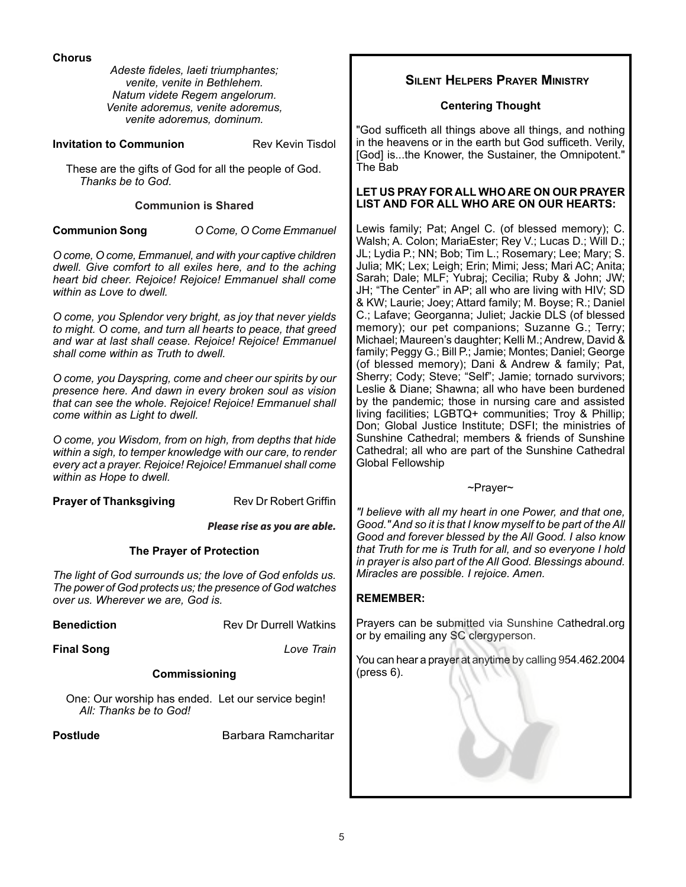**Chorus**

*Adeste fideles, laeti triumphantes;*
*venite, venite in Bethlehem.*
*Natum videte Regem angelorum.*
*Venite adoremus, venite adoremus,*
*venite adoremus, dominum.*

**Invitation to Communion** Rev Kevin Tisdol

These are the gifts of God for all the people of God.
*Thanks be to God.*

**Communion is Shared**

**Communion Song** *O Come, O Come Emmanuel*

*O come, O come, Emmanuel, and with your captive children dwell. Give comfort to all exiles here, and to the aching heart bid cheer. Rejoice! Rejoice! Emmanuel shall come within as Love to dwell.*

*O come, you Splendor very bright, as joy that never yields to might. O come, and turn all hearts to peace, that greed and war at last shall cease. Rejoice! Rejoice! Emmanuel shall come within as Truth to dwell.*

*O come, you Dayspring, come and cheer our spirits by our presence here. And dawn in every broken soul as vision that can see the whole. Rejoice! Rejoice! Emmanuel shall come within as Light to dwell.*

*O come, you Wisdom, from on high, from depths that hide within a sigh, to temper knowledge with our care, to render every act a prayer. Rejoice! Rejoice! Emmanuel shall come within as Hope to dwell.*

**Prayer of Thanksgiving** Rev Dr Robert Griffin

***Please rise as you are able.***

**The Prayer of Protection**

*The light of God surrounds us; the love of God enfolds us. The power of God protects us; the presence of God watches over us. Wherever we are, God is.*

**Benediction** Rev Dr Durrell Watkins

**Final Song** *Love Train*

**Commissioning**

One: Our worship has ended. Let our service begin!
*All: Thanks be to God!*

**Postlude** Barbara Ramcharitar

## Silent Helpers Prayer Ministry

**Centering Thought**

"God sufficeth all things above all things, and nothing in the heavens or in the earth but God sufficeth. Verily, [God] is...the Knower, the Sustainer, the Omnipotent." The Bab

**LET US PRAY FOR ALL WHO ARE ON OUR PRAYER LIST AND FOR ALL WHO ARE ON OUR HEARTS:**

Lewis family; Pat; Angel C. (of blessed memory); C. Walsh; A. Colon; MariaEster; Rey V.; Lucas D.; Will D.; JL; Lydia P.; NN; Bob; Tim L.; Rosemary; Lee; Mary; S. Julia; MK; Lex; Leigh; Erin; Mimi; Jess; Mari AC; Anita; Sarah; Dale; MLF; Yubraj; Cecilia; Ruby & John; JW; JH; "The Center" in AP; all who are living with HIV; SD & KW; Laurie; Joey; Attard family; M. Boyse; R.; Daniel C.; Lafave; Georganna; Juliet; Jackie DLS (of blessed memory); our pet companions; Suzanne G.; Terry; Michael; Maureen's daughter; Kelli M.; Andrew, David & family; Peggy G.; Bill P.; Jamie; Montes; Daniel; George (of blessed memory); Dani & Andrew & family; Pat, Sherry; Cody; Steve; "Self"; Jamie; tornado survivors; Leslie & Diane; Shawna; all who have been burdened by the pandemic; those in nursing care and assisted living facilities; LGBTQ+ communities; Troy & Phillip; Don; Global Justice Institute; DSFI; the ministries of Sunshine Cathedral; members & friends of Sunshine Cathedral; all who are part of the Sunshine Cathedral Global Fellowship

~Prayer~

*"I believe with all my heart in one Power, and that one, Good." And so it is that I know myself to be part of the All Good and forever blessed by the All Good. I also know that Truth for me is Truth for all, and so everyone I hold in prayer is also part of the All Good. Blessings abound. Miracles are possible. I rejoice. Amen.*

**REMEMBER:**

Prayers can be submitted via Sunshine Cathedral.org or by emailing any SC clergyperson.

You can hear a prayer at anytime by calling 954.462.2004 (press 6).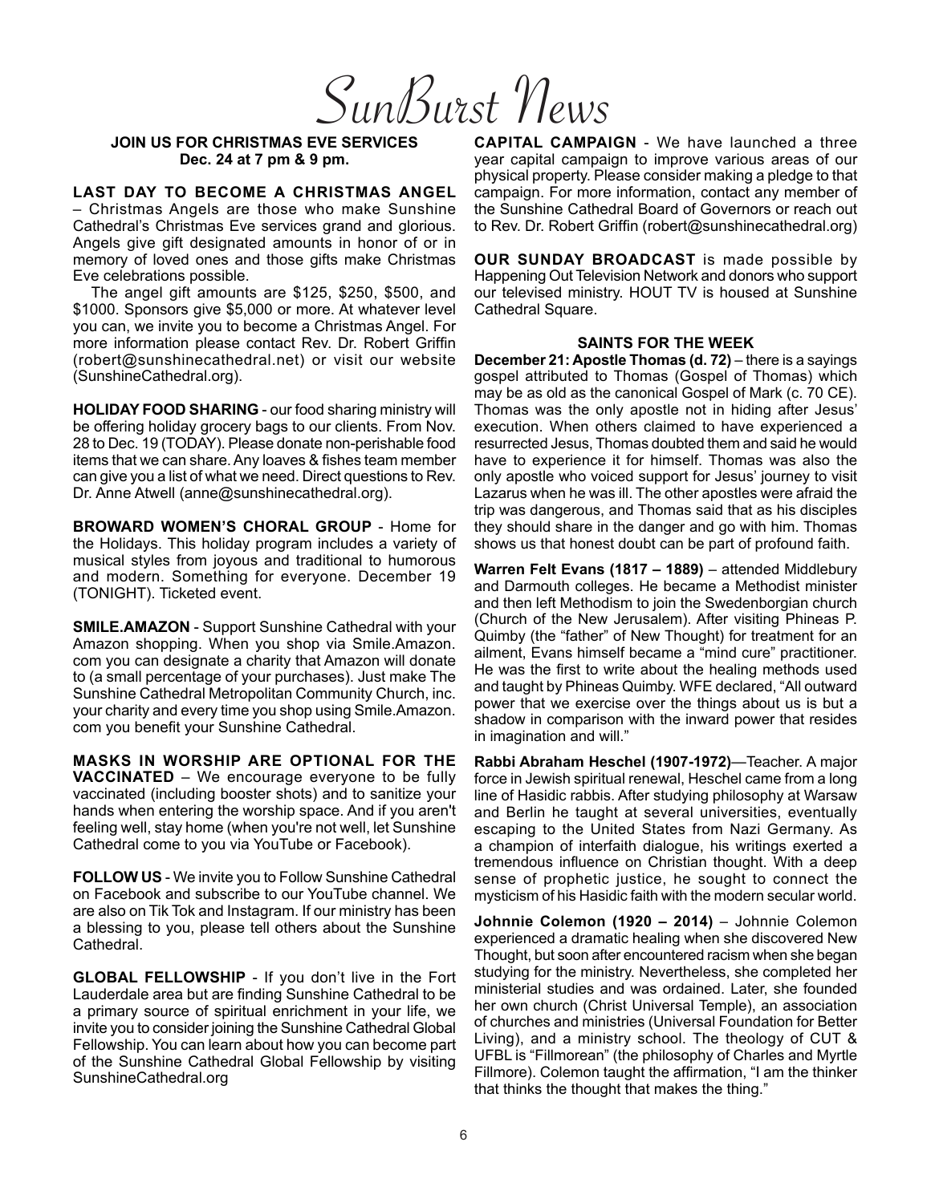# SunBurst News

**JOIN US FOR CHRISTMAS EVE SERVICES**
**Dec. 24 at 7 pm & 9 pm.**

**LAST DAY TO BECOME A CHRISTMAS ANGEL** – Christmas Angels are those who make Sunshine Cathedral's Christmas Eve services grand and glorious. Angels give gift designated amounts in honor of or in memory of loved ones and those gifts make Christmas Eve celebrations possible.

The angel gift amounts are $125, $250, $500, and $1000. Sponsors give $5,000 or more. At whatever level you can, we invite you to become a Christmas Angel. For more information please contact Rev. Dr. Robert Griffin (robert@sunshinecathedral.net) or visit our website (SunshineCathedral.org).

**HOLIDAY FOOD SHARING** - our food sharing ministry will be offering holiday grocery bags to our clients. From Nov. 28 to Dec. 19 (TODAY). Please donate non-perishable food items that we can share. Any loaves & fishes team member can give you a list of what we need. Direct questions to Rev. Dr. Anne Atwell (anne@sunshinecathedral.org).

**BROWARD WOMEN'S CHORAL GROUP** - Home for the Holidays. This holiday program includes a variety of musical styles from joyous and traditional to humorous and modern. Something for everyone. December 19 (TONIGHT). Ticketed event.

**SMILE.AMAZON** - Support Sunshine Cathedral with your Amazon shopping. When you shop via Smile.Amazon.com you can designate a charity that Amazon will donate to (a small percentage of your purchases). Just make The Sunshine Cathedral Metropolitan Community Church, inc. your charity and every time you shop using Smile.Amazon.com you benefit your Sunshine Cathedral.

**MASKS IN WORSHIP ARE OPTIONAL FOR THE VACCINATED** – We encourage everyone to be fully vaccinated (including booster shots) and to sanitize your hands when entering the worship space. And if you aren't feeling well, stay home (when you're not well, let Sunshine Cathedral come to you via YouTube or Facebook).

**FOLLOW US** - We invite you to Follow Sunshine Cathedral on Facebook and subscribe to our YouTube channel. We are also on Tik Tok and Instagram. If our ministry has been a blessing to you, please tell others about the Sunshine Cathedral.

**GLOBAL FELLOWSHIP** - If you don't live in the Fort Lauderdale area but are finding Sunshine Cathedral to be a primary source of spiritual enrichment in your life, we invite you to consider joining the Sunshine Cathedral Global Fellowship. You can learn about how you can become part of the Sunshine Cathedral Global Fellowship by visiting SunshineCathedral.org

**CAPITAL CAMPAIGN** - We have launched a three year capital campaign to improve various areas of our physical property. Please consider making a pledge to that campaign. For more information, contact any member of the Sunshine Cathedral Board of Governors or reach out to Rev. Dr. Robert Griffin (robert@sunshinecathedral.org)

**OUR SUNDAY BROADCAST** is made possible by Happening Out Television Network and donors who support our televised ministry. HOUT TV is housed at Sunshine Cathedral Square.

**SAINTS FOR THE WEEK**

**December 21: Apostle Thomas (d. 72)** – there is a sayings gospel attributed to Thomas (Gospel of Thomas) which may be as old as the canonical Gospel of Mark (c. 70 CE). Thomas was the only apostle not in hiding after Jesus' execution. When others claimed to have experienced a resurrected Jesus, Thomas doubted them and said he would have to experience it for himself. Thomas was also the only apostle who voiced support for Jesus' journey to visit Lazarus when he was ill. The other apostles were afraid the trip was dangerous, and Thomas said that as his disciples they should share in the danger and go with him. Thomas shows us that honest doubt can be part of profound faith.

**Warren Felt Evans (1817 – 1889)** – attended Middlebury and Darmouth colleges. He became a Methodist minister and then left Methodism to join the Swedenborgian church (Church of the New Jerusalem). After visiting Phineas P. Quimby (the "father" of New Thought) for treatment for an ailment, Evans himself became a "mind cure" practitioner. He was the first to write about the healing methods used and taught by Phineas Quimby. WFE declared, "All outward power that we exercise over the things about us is but a shadow in comparison with the inward power that resides in imagination and will."

**Rabbi Abraham Heschel (1907-1972)**—Teacher. A major force in Jewish spiritual renewal, Heschel came from a long line of Hasidic rabbis. After studying philosophy at Warsaw and Berlin he taught at several universities, eventually escaping to the United States from Nazi Germany. As a champion of interfaith dialogue, his writings exerted a tremendous influence on Christian thought. With a deep sense of prophetic justice, he sought to connect the mysticism of his Hasidic faith with the modern secular world.

**Johnnie Colemon (1920 – 2014)** – Johnnie Colemon experienced a dramatic healing when she discovered New Thought, but soon after encountered racism when she began studying for the ministry. Nevertheless, she completed her ministerial studies and was ordained. Later, she founded her own church (Christ Universal Temple), an association of churches and ministries (Universal Foundation for Better Living), and a ministry school. The theology of CUT & UFBL is "Fillmorean" (the philosophy of Charles and Myrtle Fillmore). Colemon taught the affirmation, "I am the thinker that thinks the thought that makes the thing."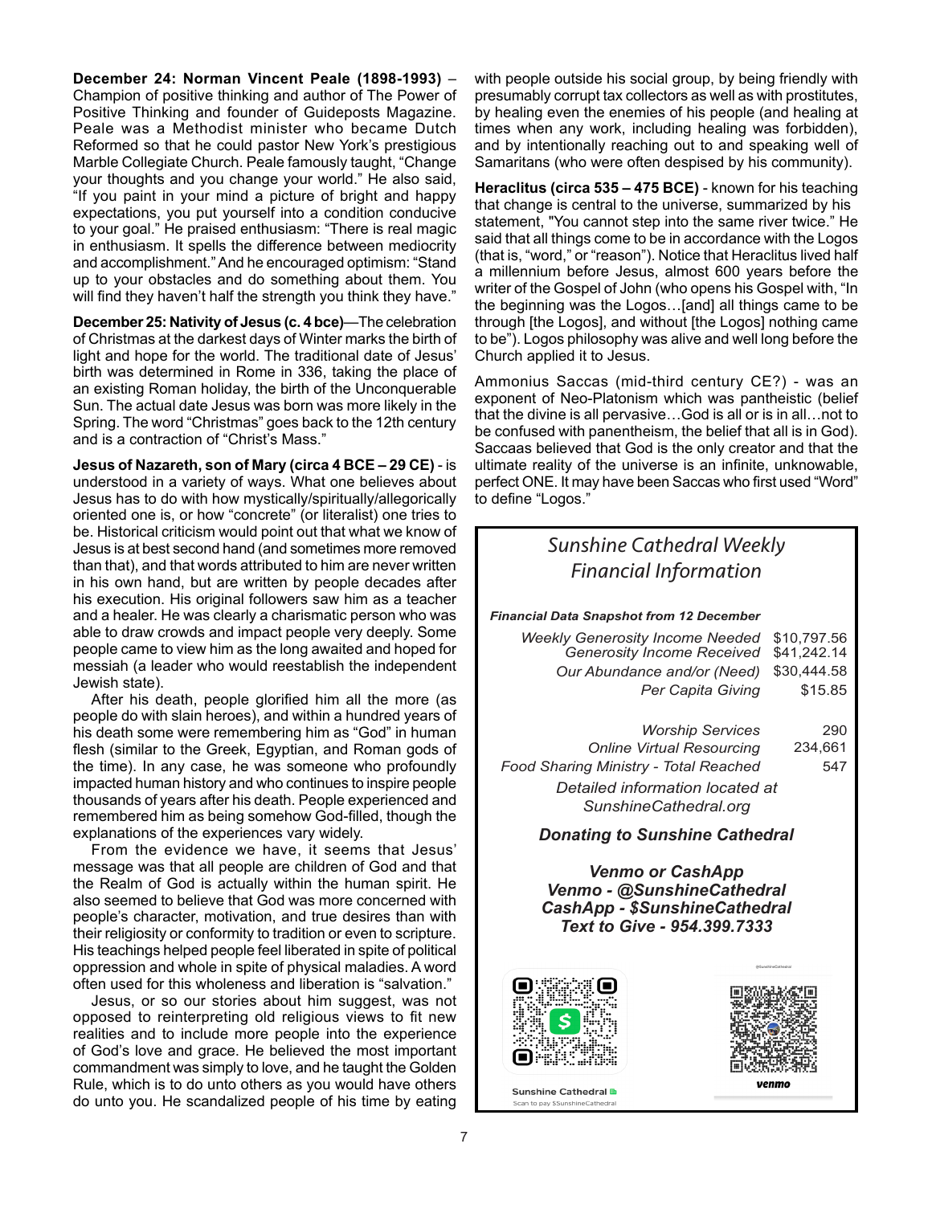**December 24: Norman Vincent Peale (1898-1993)** – Champion of positive thinking and author of The Power of Positive Thinking and founder of Guideposts Magazine. Peale was a Methodist minister who became Dutch Reformed so that he could pastor New York's prestigious Marble Collegiate Church. Peale famously taught, "Change your thoughts and you change your world." He also said, "If you paint in your mind a picture of bright and happy expectations, you put yourself into a condition conducive to your goal." He praised enthusiasm: "There is real magic in enthusiasm. It spells the difference between mediocrity and accomplishment." And he encouraged optimism: "Stand up to your obstacles and do something about them. You will find they haven't half the strength you think they have."

**December 25: Nativity of Jesus (c. 4 bce)**—The celebration of Christmas at the darkest days of Winter marks the birth of light and hope for the world. The traditional date of Jesus' birth was determined in Rome in 336, taking the place of an existing Roman holiday, the birth of the Unconquerable Sun. The actual date Jesus was born was more likely in the Spring. The word "Christmas" goes back to the 12th century and is a contraction of "Christ's Mass."

**Jesus of Nazareth, son of Mary (circa 4 BCE – 29 CE)** - is understood in a variety of ways. What one believes about Jesus has to do with how mystically/spiritually/allegorically oriented one is, or how "concrete" (or literalist) one tries to be. Historical criticism would point out that what we know of Jesus is at best second hand (and sometimes more removed than that), and that words attributed to him are never written in his own hand, but are written by people decades after his execution. His original followers saw him as a teacher and a healer. He was clearly a charismatic person who was able to draw crowds and impact people very deeply. Some people came to view him as the long awaited and hoped for messiah (a leader who would reestablish the independent Jewish state).

After his death, people glorified him all the more (as people do with slain heroes), and within a hundred years of his death some were remembering him as "God" in human flesh (similar to the Greek, Egyptian, and Roman gods of the time). In any case, he was someone who profoundly impacted human history and who continues to inspire people thousands of years after his death. People experienced and remembered him as being somehow God-filled, though the explanations of the experiences vary widely.

From the evidence we have, it seems that Jesus' message was that all people are children of God and that the Realm of God is actually within the human spirit. He also seemed to believe that God was more concerned with people's character, motivation, and true desires than with their religiosity or conformity to tradition or even to scripture. His teachings helped people feel liberated in spite of political oppression and whole in spite of physical maladies. A word often used for this wholeness and liberation is "salvation."

Jesus, or so our stories about him suggest, was not opposed to reinterpreting old religious views to fit new realities and to include more people into the experience of God's love and grace. He believed the most important commandment was simply to love, and he taught the Golden Rule, which is to do unto others as you would have others do unto you. He scandalized people of his time by eating with people outside his social group, by being friendly with presumably corrupt tax collectors as well as with prostitutes, by healing even the enemies of his people (and healing at times when any work, including healing was forbidden), and by intentionally reaching out to and speaking well of Samaritans (who were often despised by his community).

**Heraclitus (circa 535 – 475 BCE)** - known for his teaching that change is central to the universe, summarized by his statement, "You cannot step into the same river twice." He said that all things come to be in accordance with the Logos (that is, "word," or "reason"). Notice that Heraclitus lived half a millennium before Jesus, almost 600 years before the writer of the Gospel of John (who opens his Gospel with, "In the beginning was the Logos…[and] all things came to be through [the Logos], and without [the Logos] nothing came to be"). Logos philosophy was alive and well long before the Church applied it to Jesus.

Ammonius Saccas (mid-third century CE?) - was an exponent of Neo-Platonism which was pantheistic (belief that the divine is all pervasive…God is all or is in all…not to be confused with panentheism, the belief that all is in God). Saccaas believed that God is the only creator and that the ultimate reality of the universe is an infinite, unknowable, perfect ONE. It may have been Saccas who first used "Word" to define "Logos."

## *Sunshine Cathedral Weekly Financial Information*

***Financial Data Snapshot from 12 December***

| | |
|---|---|
| *Weekly Generosity Income Needed* | $10,797.56 |
| *Generosity Income Received* | $41,242.14 |
| *Our Abundance and/or (Need)* | $30,444.58 |
| *Per Capita Giving* | $15.85 |
| *Worship Services* | 290 |
| *Online Virtual Resourcing* | 234,661 |
| *Food Sharing Ministry - Total Reached* | 547 |

*Detailed information located at SunshineCathedral.org*

***Donating to Sunshine Cathedral***

***Venmo or CashApp***
***Venmo - @SunshineCathedral***
***CashApp - $SunshineCathedral***
***Text to Give - 954.399.7333***

Sunshine Cathedral
Scan to pay $SunshineCathedral

@SunshineCathedral
venmo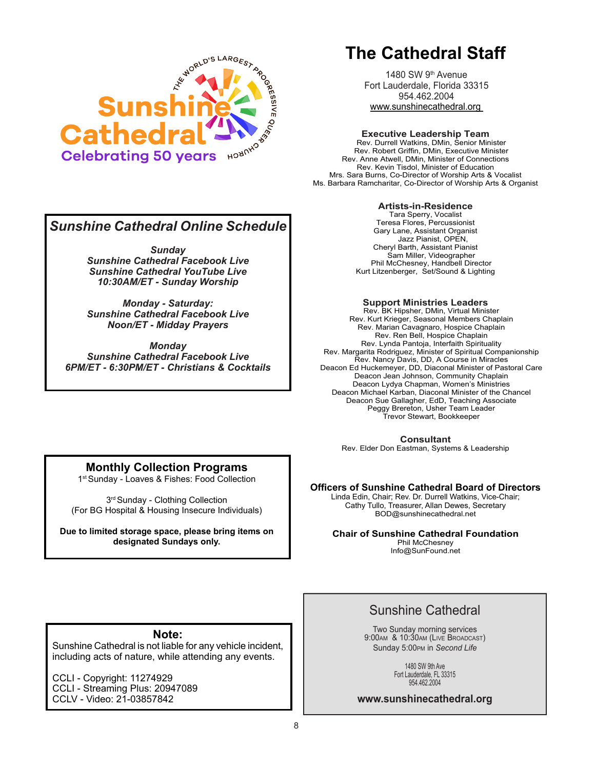Sunshine Cathedral

THE WORLD'S LARGEST PROGRESSIVE QUEER CHURCH

Celebrating 50 years

# The Cathedral Staff

1480 SW 9th Avenue
Fort Lauderdale, Florida 33315
954.462.2004
www.sunshinecathedral.org

### Executive Leadership Team

Rev. Durrell Watkins, DMin, Senior Minister
Rev. Robert Griffin, DMin, Executive Minister
Rev. Anne Atwell, DMin, Minister of Connections
Rev. Kevin Tisdol, Minister of Education
Mrs. Sara Burns, Co-Director of Worship Arts & Vocalist
Ms. Barbara Ramcharitar, Co-Director of Worship Arts & Organist

### Artists-in-Residence

Tara Sperry, Vocalist
Teresa Flores, Percussionist
Gary Lane, Assistant Organist
Jazz Pianist, OPEN,
Cheryl Barth, Assistant Pianist
Sam Miller, Videographer
Phil McChesney, Handbell Director
Kurt Litzenberger, Set/Sound & Lighting

### Support Ministries Leaders

Rev. BK Hipsher, DMin, Virtual Minister
Rev. Kurt Krieger, Seasonal Members Chaplain
Rev. Marian Cavagnaro, Hospice Chaplain
Rev. Ren Bell, Hospice Chaplain
Rev. Lynda Pantoja, Interfaith Spirituality
Rev. Margarita Rodriguez, Minister of Spiritual Companionship
Rev. Nancy Davis, DD, A Course in Miracles
Deacon Ed Huckemeyer, DD, Diaconal Minister of Pastoral Care
Deacon Jean Johnson, Community Chaplain
Deacon Lydya Chapman, Women's Ministries
Deacon Michael Karban, Diaconal Minister of the Chancel
Deacon Sue Gallagher, EdD, Teaching Associate
Peggy Brereton, Usher Team Leader
Trevor Stewart, Bookkeeper

### Consultant

Rev. Elder Don Eastman, Systems & Leadership

### Officers of Sunshine Cathedral Board of Directors

Linda Edin, Chair; Rev. Dr. Durrell Watkins, Vice-Chair;
Cathy Tullo, Treasurer, Allan Dewes, Secretary
BOD@sunshinecathedral.net

### Chair of Sunshine Cathedral Foundation

Phil McChesney
Info@SunFound.net

## *Sunshine Cathedral Online Schedule*

***Sunday***
***Sunshine Cathedral Facebook Live***
***Sunshine Cathedral YouTube Live***
***10:30AM/ET - Sunday Worship***

***Monday - Saturday:***
***Sunshine Cathedral Facebook Live***
***Noon/ET - Midday Prayers***

***Monday***
***Sunshine Cathedral Facebook Live***
***6PM/ET - 6:30PM/ET - Christians & Cocktails***

### Monthly Collection Programs

1st Sunday - Loaves & Fishes: Food Collection

3rd Sunday - Clothing Collection
(For BG Hospital & Housing Insecure Individuals)

**Due to limited storage space, please bring items on designated Sundays only.**

### Note:

Sunshine Cathedral is not liable for any vehicle incident, including acts of nature, while attending any events.

CCLI - Copyright: 11274929
CCLI - Streaming Plus: 20947089
CCLV - Video: 21-03857842

## Sunshine Cathedral

Two Sunday morning services
9:00AM & 10:30AM (LIVE BROADCAST)
Sunday 5:00PM in *Second Life*

1480 SW 9th Ave
Fort Lauderdale, FL 33315
954.462.2004

**www.sunshinecathedral.org**